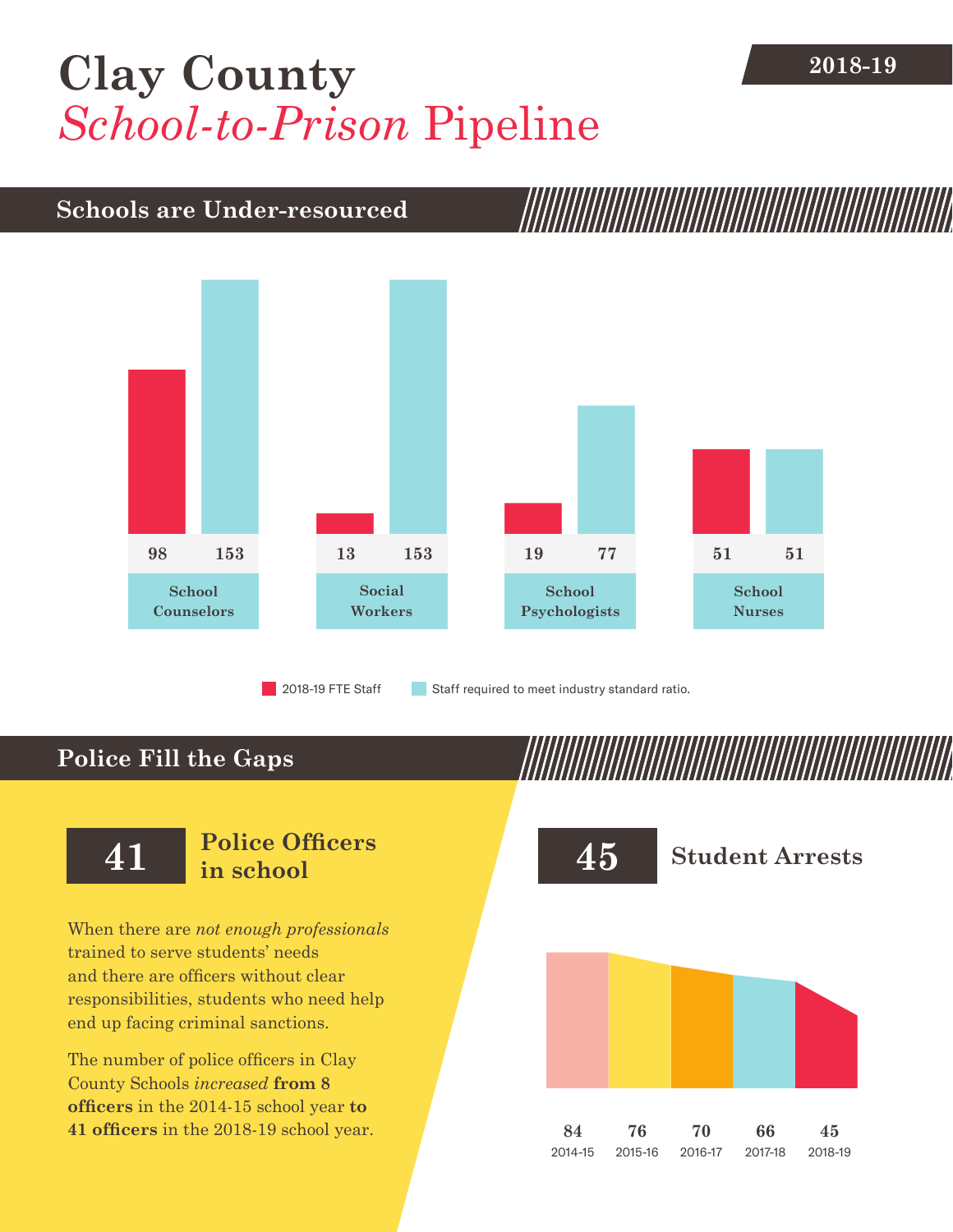# Clay County *School-to-Prison* Pipeline

**2018-19**

## Schools are Under-resourced

| | 2018-19 FTE Staff | Staff required to meet industry standard ratio. |
|---|---|---|
| School Counselors | 98 | 153 |
| Social Workers | 13 | 153 |
| School Psychologists | 19 | 77 |
| School Nurses | 51 | 51 |

## Police Fill the Gaps

**41** **Police Officers in school**

When there are *not enough professionals* trained to serve students' needs and there are officers without clear responsibilities, students who need help end up facing criminal sanctions.

The number of police officers in Clay County Schools *increased* **from 8 officers** in the 2014-15 school year **to 41 officers** in the 2018-19 school year.

**45** **Student Arrests**

| 2014-15 | 2015-16 | 2016-17 | 2017-18 | 2018-19 |
|---|---|---|---|---|
| 84 | 76 | 70 | 66 | 45 |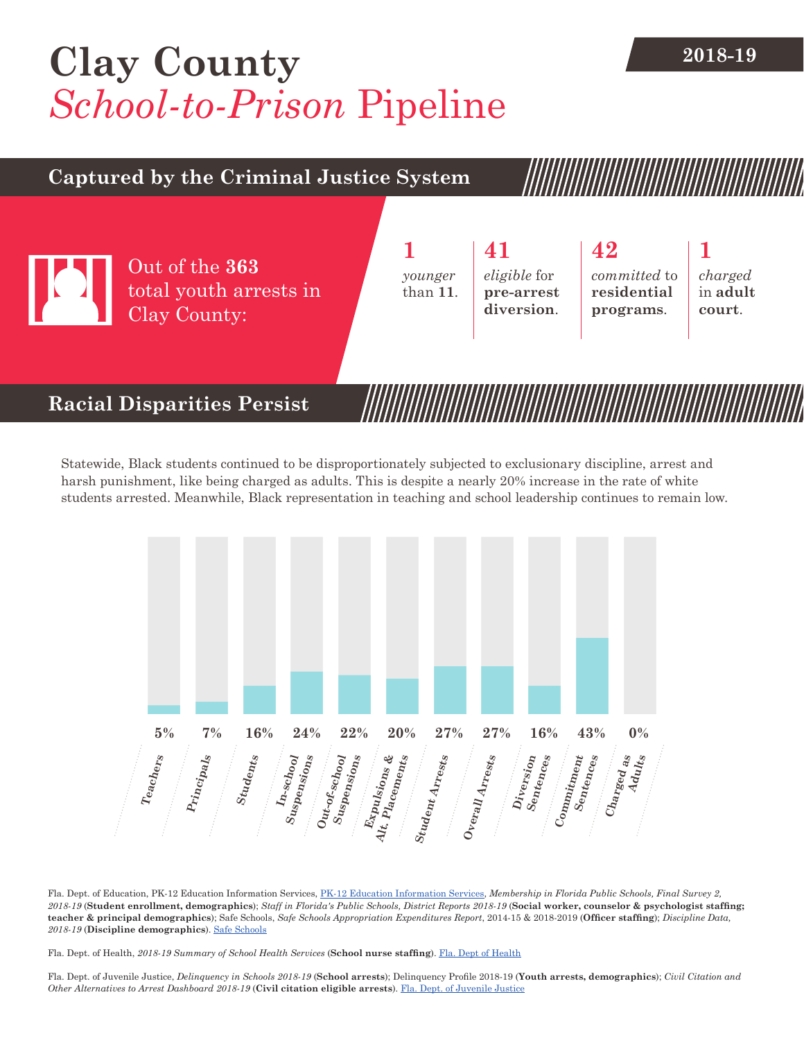# Clay County *School-to-Prison* Pipeline

2018-19

## Captured by the Criminal Justice System

Out of the **363** total youth arrests in Clay County:

**1** *younger* than **11**.

**41** *eligible* for **pre-arrest diversion**.

**42** *committed* to **residential programs**.

**1** *charged* in **adult court**.

## Racial Disparities Persist

Statewide, Black students continued to be disproportionately subjected to exclusionary discipline, arrest and harsh punishment, like being charged as adults. This is despite a nearly 20% increase in the rate of white students arrested. Meanwhile, Black representation in teaching and school leadership continues to remain low.

5% Teachers
7% Principals
16% Students
24% In-school Suspensions
22% Out-of-school Suspensions
20% Expulsions & Alt. Placements
27% Student Arrests
27% Overall Arrests
16% Diversion Sentences
43% Commitment Sentences
0% Charged as Adults

Fla. Dept. of Education, PK-12 Education Information Services, PK-12 Education Information Services, *Membership in Florida Public Schools, Final Survey 2, 2018-19* (**Student enrollment, demographics**); *Staff in Florida's Public Schools, District Reports 2018-19* (**Social worker, counselor & psychologist staffing; teacher & principal demographics**); Safe Schools, *Safe Schools Appropriation Expenditures Report*, 2014-15 & 2018-2019 (**Officer staffing**); *Discipline Data, 2018-19* (**Discipline demographics**). Safe Schools

Fla. Dept. of Health, *2018-19 Summary of School Health Services* (**School nurse staffing**). Fla. Dept of Health

Fla. Dept. of Juvenile Justice, *Delinquency in Schools 2018-19* (**School arrests**); Delinquency Profile 2018-19 (**Youth arrests, demographics**); *Civil Citation and Other Alternatives to Arrest Dashboard 2018-19* (**Civil citation eligible arrests**). Fla. Dept. of Juvenile Justice